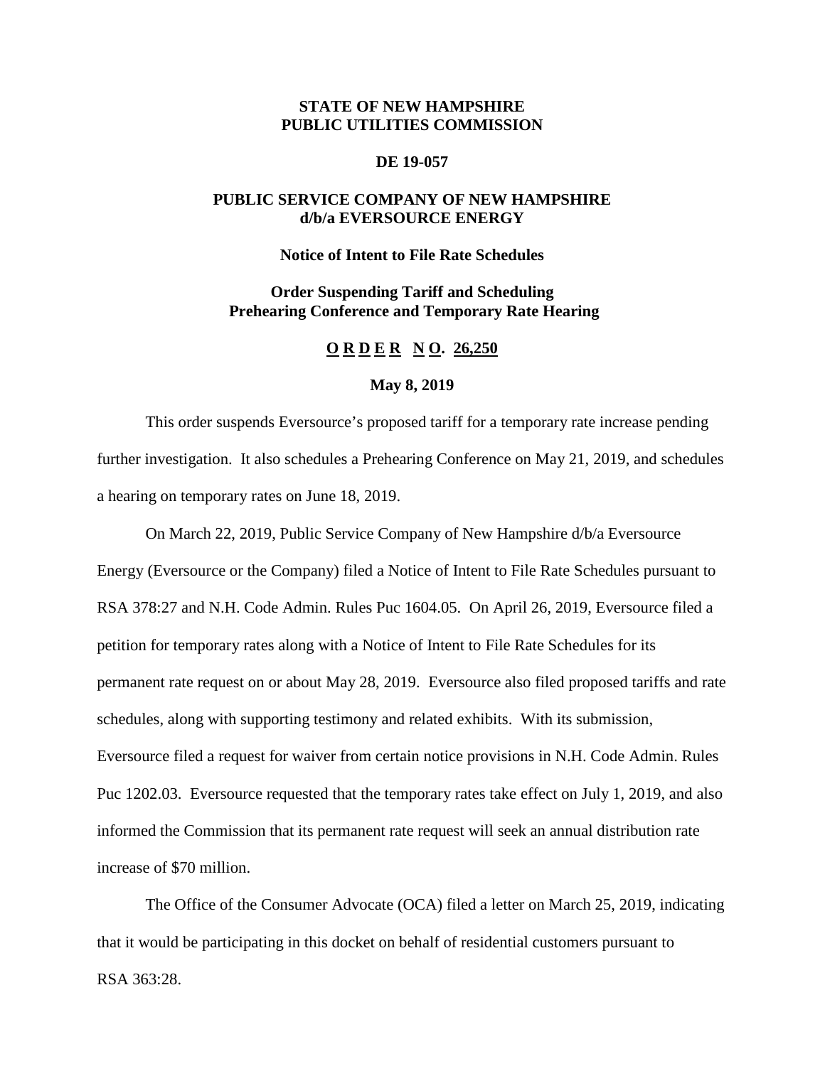**STATE OF NEW HAMPSHIRE**
**PUBLIC UTILITIES COMMISSION**

**DE 19-057**

**PUBLIC SERVICE COMPANY OF NEW HAMPSHIRE**
**d/b/a EVERSOURCE ENERGY**

**Notice of Intent to File Rate Schedules**

**Order Suspending Tariff and Scheduling**
**Prehearing Conference and Temporary Rate Hearing**

**O R D E R N O. 26,250**

**May 8, 2019**

This order suspends Eversource's proposed tariff for a temporary rate increase pending further investigation. It also schedules a Prehearing Conference on May 21, 2019, and schedules a hearing on temporary rates on June 18, 2019.

On March 22, 2019, Public Service Company of New Hampshire d/b/a Eversource Energy (Eversource or the Company) filed a Notice of Intent to File Rate Schedules pursuant to RSA 378:27 and N.H. Code Admin. Rules Puc 1604.05. On April 26, 2019, Eversource filed a petition for temporary rates along with a Notice of Intent to File Rate Schedules for its permanent rate request on or about May 28, 2019. Eversource also filed proposed tariffs and rate schedules, along with supporting testimony and related exhibits. With its submission, Eversource filed a request for waiver from certain notice provisions in N.H. Code Admin. Rules Puc 1202.03. Eversource requested that the temporary rates take effect on July 1, 2019, and also informed the Commission that its permanent rate request will seek an annual distribution rate increase of $70 million.

The Office of the Consumer Advocate (OCA) filed a letter on March 25, 2019, indicating that it would be participating in this docket on behalf of residential customers pursuant to RSA 363:28.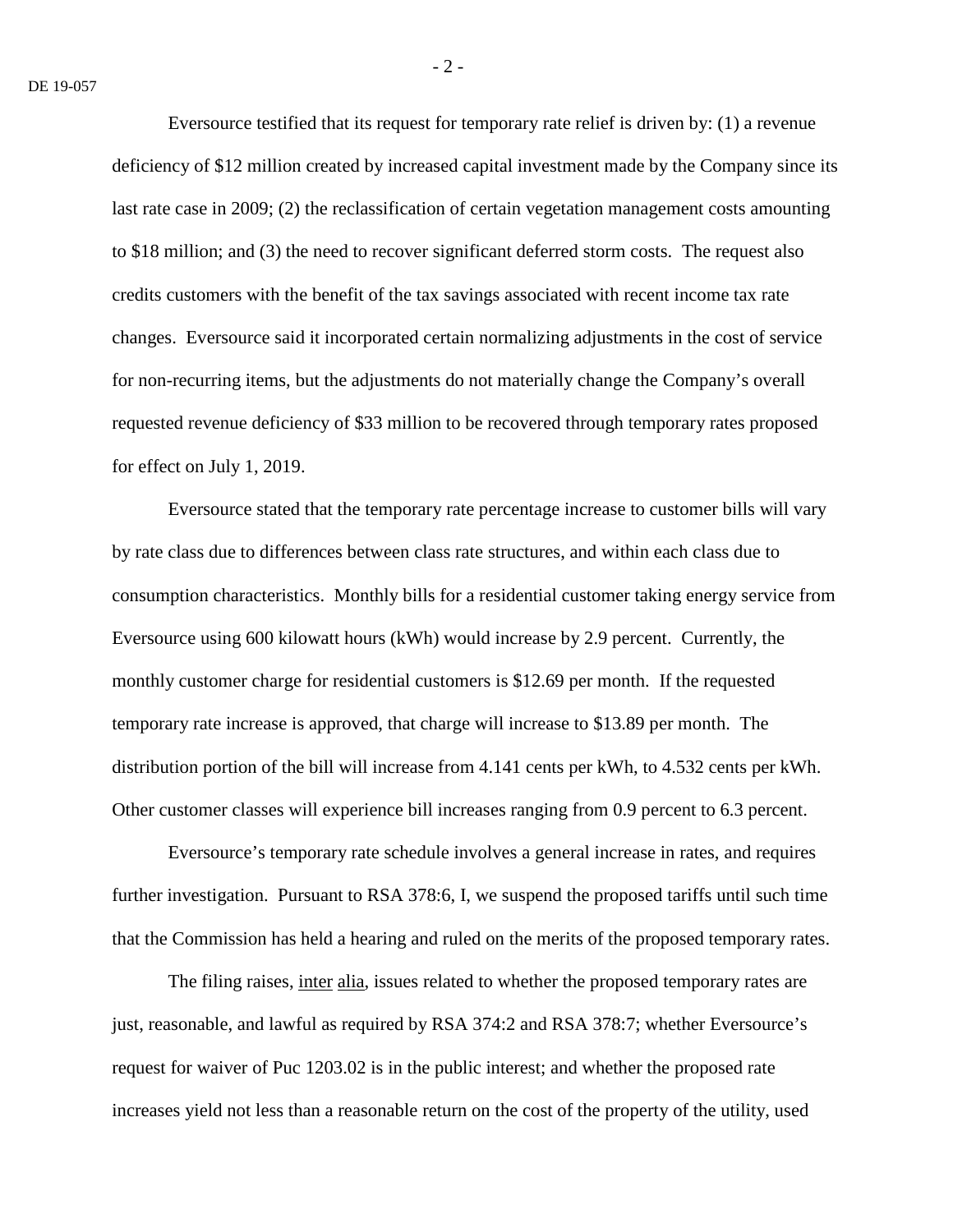Eversource testified that its request for temporary rate relief is driven by: (1) a revenue deficiency of $12 million created by increased capital investment made by the Company since its last rate case in 2009; (2) the reclassification of certain vegetation management costs amounting to $18 million; and (3) the need to recover significant deferred storm costs. The request also credits customers with the benefit of the tax savings associated with recent income tax rate changes. Eversource said it incorporated certain normalizing adjustments in the cost of service for non-recurring items, but the adjustments do not materially change the Company's overall requested revenue deficiency of $33 million to be recovered through temporary rates proposed for effect on July 1, 2019.

Eversource stated that the temporary rate percentage increase to customer bills will vary by rate class due to differences between class rate structures, and within each class due to consumption characteristics. Monthly bills for a residential customer taking energy service from Eversource using 600 kilowatt hours (kWh) would increase by 2.9 percent. Currently, the monthly customer charge for residential customers is $12.69 per month. If the requested temporary rate increase is approved, that charge will increase to $13.89 per month. The distribution portion of the bill will increase from 4.141 cents per kWh, to 4.532 cents per kWh. Other customer classes will experience bill increases ranging from 0.9 percent to 6.3 percent.

Eversource's temporary rate schedule involves a general increase in rates, and requires further investigation. Pursuant to RSA 378:6, I, we suspend the proposed tariffs until such time that the Commission has held a hearing and ruled on the merits of the proposed temporary rates.

The filing raises, inter alia, issues related to whether the proposed temporary rates are just, reasonable, and lawful as required by RSA 374:2 and RSA 378:7; whether Eversource's request for waiver of Puc 1203.02 is in the public interest; and whether the proposed rate increases yield not less than a reasonable return on the cost of the property of the utility, used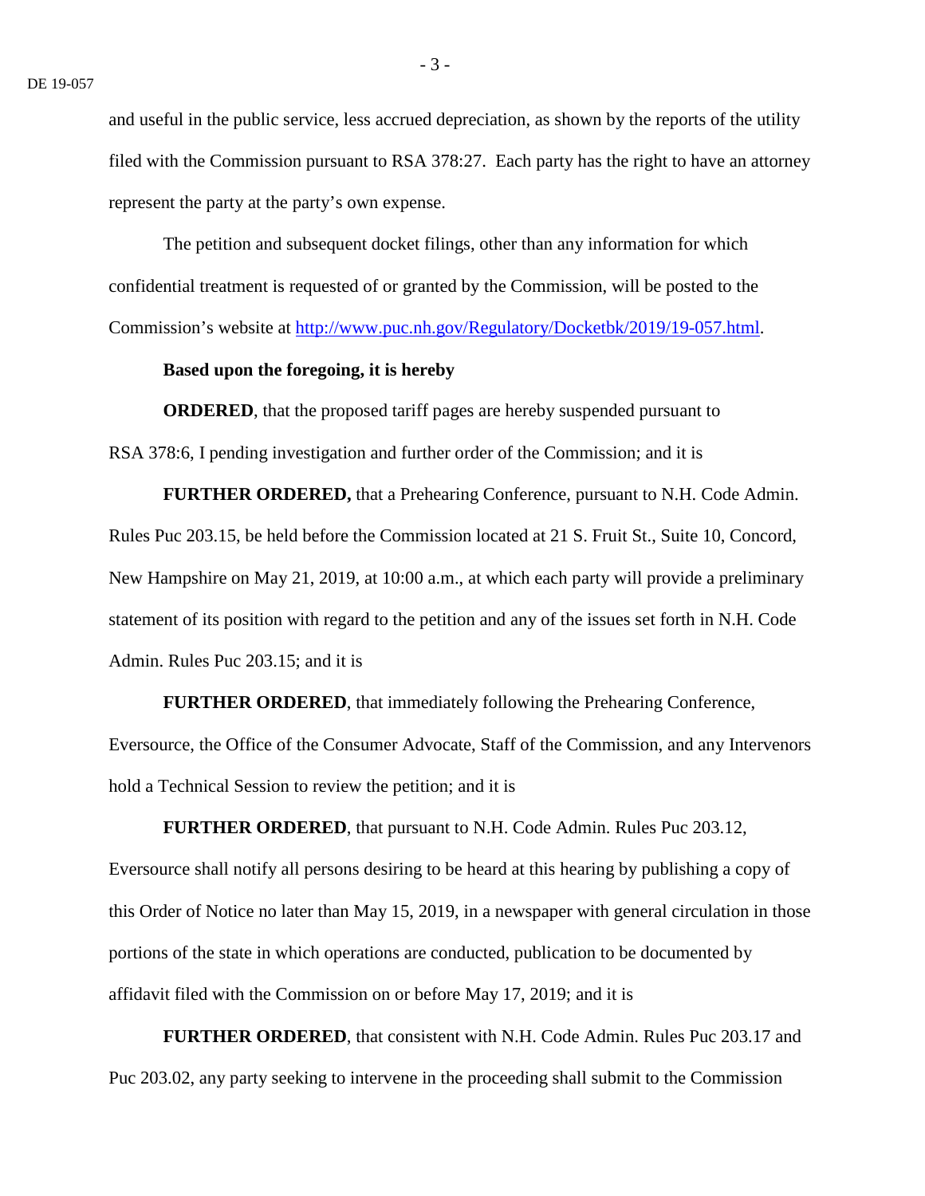and useful in the public service, less accrued depreciation, as shown by the reports of the utility filed with the Commission pursuant to RSA 378:27. Each party has the right to have an attorney represent the party at the party's own expense.

The petition and subsequent docket filings, other than any information for which confidential treatment is requested of or granted by the Commission, will be posted to the Commission's website at [http://www.puc.nh.gov/Regulatory/Docketbk/2019/19-057.html](http://www.puc.nh.gov/Regulatory/Docketbk/2019/19-057.html).

**Based upon the foregoing, it is hereby**

**ORDERED**, that the proposed tariff pages are hereby suspended pursuant to RSA 378:6, I pending investigation and further order of the Commission; and it is

**FURTHER ORDERED,** that a Prehearing Conference, pursuant to N.H. Code Admin. Rules Puc 203.15, be held before the Commission located at 21 S. Fruit St., Suite 10, Concord, New Hampshire on May 21, 2019, at 10:00 a.m., at which each party will provide a preliminary statement of its position with regard to the petition and any of the issues set forth in N.H. Code Admin. Rules Puc 203.15; and it is

**FURTHER ORDERED**, that immediately following the Prehearing Conference, Eversource, the Office of the Consumer Advocate, Staff of the Commission, and any Intervenors hold a Technical Session to review the petition; and it is

**FURTHER ORDERED**, that pursuant to N.H. Code Admin. Rules Puc 203.12, Eversource shall notify all persons desiring to be heard at this hearing by publishing a copy of this Order of Notice no later than May 15, 2019, in a newspaper with general circulation in those portions of the state in which operations are conducted, publication to be documented by affidavit filed with the Commission on or before May 17, 2019; and it is

**FURTHER ORDERED**, that consistent with N.H. Code Admin. Rules Puc 203.17 and Puc 203.02, any party seeking to intervene in the proceeding shall submit to the Commission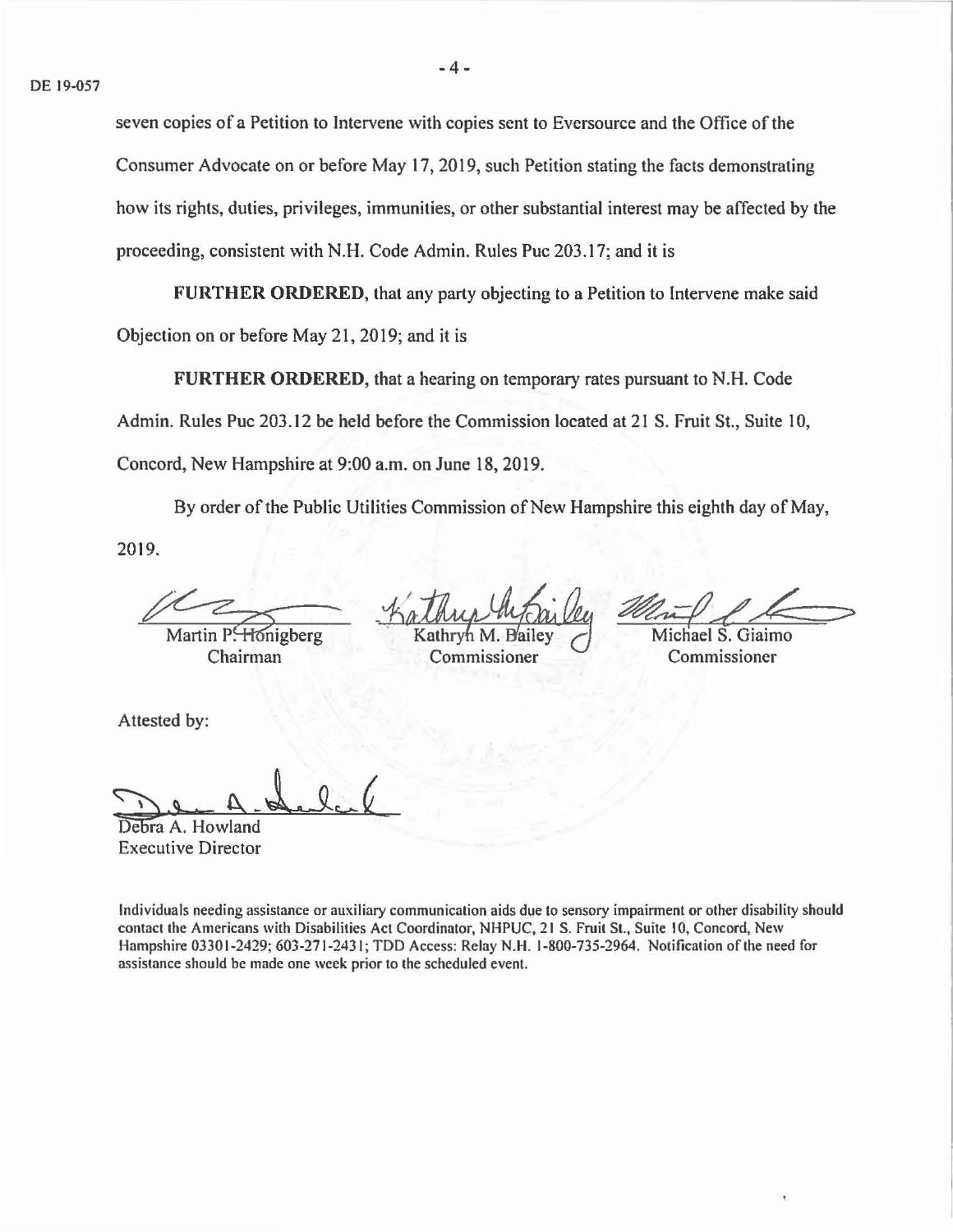seven copies of a Petition to Intervene with copies sent to Eversource and the Office of the Consumer Advocate on or before May 17, 2019, such Petition stating the facts demonstrating how its rights, duties, privileges, immunities, or other substantial interest may be affected by the proceeding, consistent with N.H. Code Admin. Rules Puc 203.17; and it is

**FURTHER ORDERED**, that any party objecting to a Petition to Intervene make said Objection on or before May 21, 2019; and it is

**FURTHER ORDERED**, that a hearing on temporary rates pursuant to N.H. Code Admin. Rules Puc 203.12 be held before the Commission located at 21 S. Fruit St., Suite 10, Concord, New Hampshire at 9:00 a.m. on June 18, 2019.

By order of the Public Utilities Commission of New Hampshire this eighth day of May, 2019.

| | | |
|---|---|---|
| Martin P. Honigberg | Kathryn M. Bailey | Michael S. Giaimo |
| Chairman | Commissioner | Commissioner |

Attested by:

Debra A. Howland
Executive Director

Individuals needing assistance or auxiliary communication aids due to sensory impairment or other disability should contact the Americans with Disabilities Act Coordinator, NHPUC, 21 S. Fruit St., Suite 10, Concord, New Hampshire 03301-2429; 603-271-2431; TDD Access: Relay N.H. 1-800-735-2964. Notification of the need for assistance should be made one week prior to the scheduled event.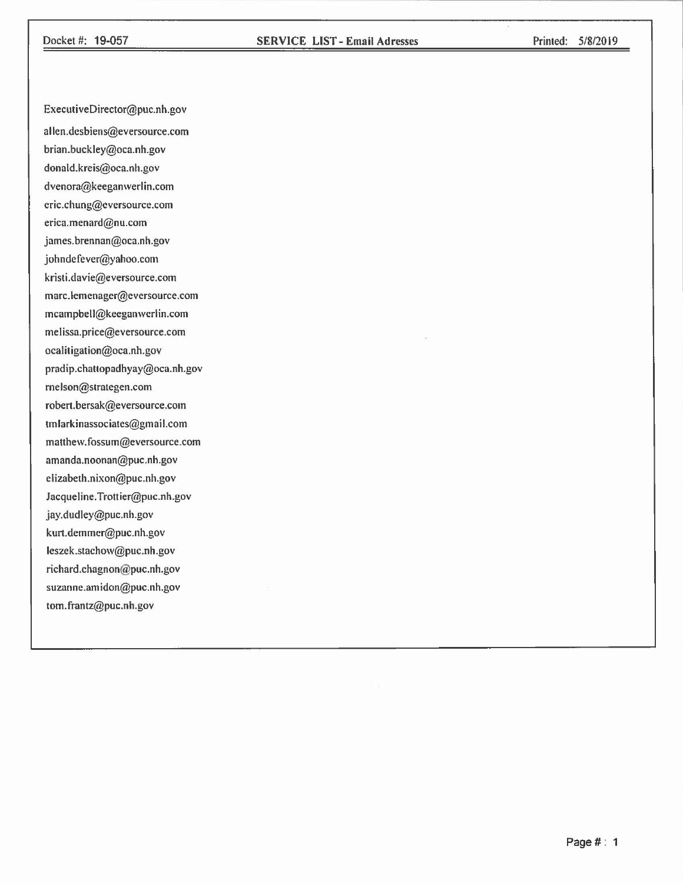Docket #: 19-057

**SERVICE LIST - Email Adresses**

Printed: 5/8/2019

ExecutiveDirector@puc.nh.gov
allen.desbiens@eversource.com
brian.buckley@oca.nh.gov
donald.kreis@oca.nh.gov
dvenora@keeganwerlin.com
eric.chung@eversource.com
erica.menard@nu.com
james.brennan@oca.nh.gov
johndefever@yahoo.com
kristi.davie@eversource.com
marc.lemenager@eversource.com
mcampbell@keeganwerlin.com
melissa.price@eversource.com
ocalitigation@oca.nh.gov
pradip.chattopadhyay@oca.nh.gov
rnelson@strategen.com
robert.bersak@eversource.com
tmlarkinassociates@gmail.com
matthew.fossum@eversource.com
amanda.noonan@puc.nh.gov
elizabeth.nixon@puc.nh.gov
Jacqueline.Trottier@puc.nh.gov
jay.dudley@puc.nh.gov
kurt.demmer@puc.nh.gov
leszek.stachow@puc.nh.gov
richard.chagnon@puc.nh.gov
suzanne.amidon@puc.nh.gov
tom.frantz@puc.nh.gov